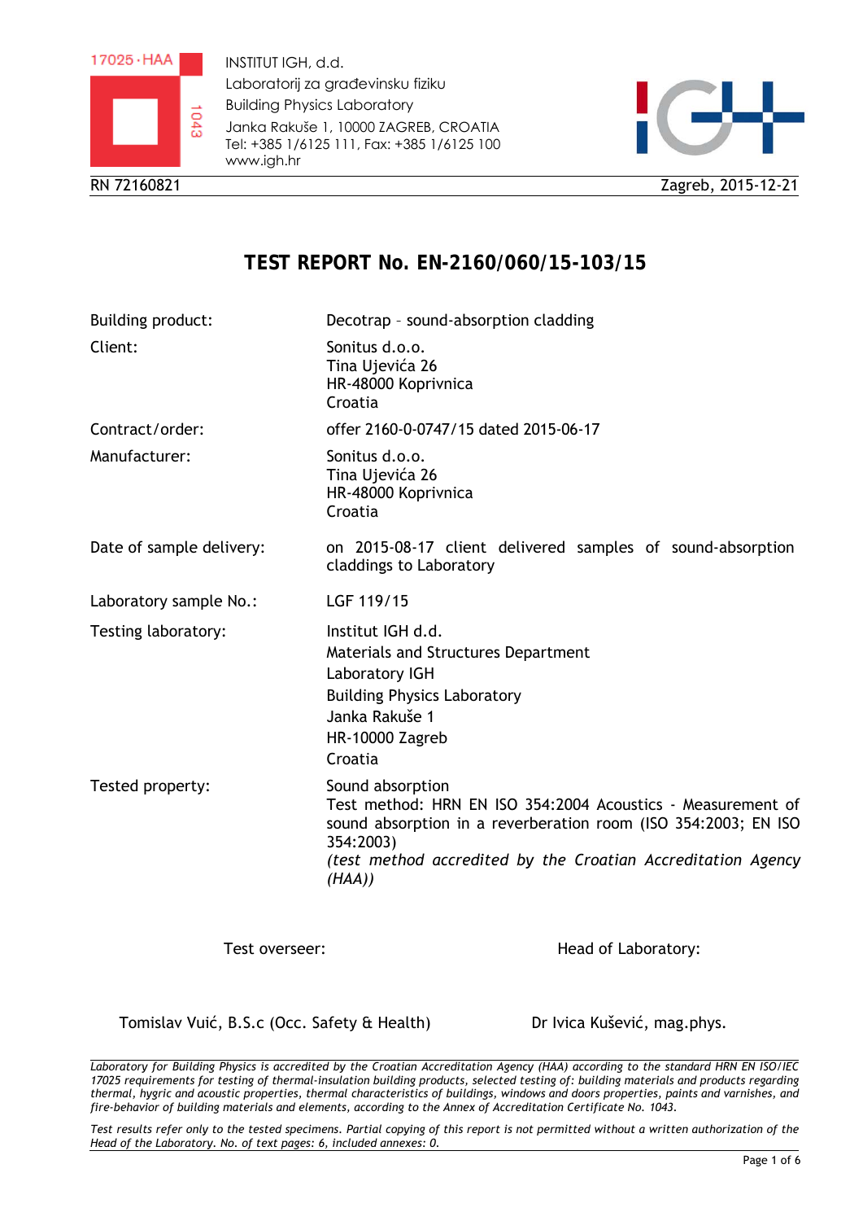INSTITUT IGH, d.d.
Laboratorij za građevinsku fiziku
Building Physics Laboratory
Janka Rakuše 1, 10000 ZAGREB, CROATIA
Tel: +385 1/6125 111, Fax: +385 1/6125 100
www.igh.hr

RN 72160821 Zagreb, 2015-12-21

# TEST REPORT No. EN-2160/060/15-103/15

| | |
|---|---|
| Building product: | Decotrap – sound-absorption cladding |
| Client: | Sonitus d.o.o.<br>Tina Ujevića 26<br>HR-48000 Koprivnica<br>Croatia |
| Contract/order: | offer 2160-0-0747/15 dated 2015-06-17 |
| Manufacturer: | Sonitus d.o.o.<br>Tina Ujevića 26<br>HR-48000 Koprivnica<br>Croatia |
| Date of sample delivery: | on 2015-08-17 client delivered samples of sound-absorption claddings to Laboratory |
| Laboratory sample No.: | LGF 119/15 |
| Testing laboratory: | Institut IGH d.d.<br>Materials and Structures Department<br>Laboratory IGH<br>Building Physics Laboratory<br>Janka Rakuše 1<br>HR-10000 Zagreb<br>Croatia |
| Tested property: | Sound absorption<br>Test method: HRN EN ISO 354:2004 Acoustics - Measurement of sound absorption in a reverberation room (ISO 354:2003; EN ISO 354:2003)<br>*(test method accredited by the Croatian Accreditation Agency (HAA))* |

Test overseer: Tomislav Vuić, B.S.c (Occ. Safety & Health)

Head of Laboratory: Dr Ivica Kušević, mag.phys.

*Laboratory for Building Physics is accredited by the Croatian Accreditation Agency (HAA) according to the standard HRN EN ISO/IEC 17025 requirements for testing of thermal-insulation building products, selected testing of: building materials and products regarding thermal, hygric and acoustic properties, thermal characteristics of buildings, windows and doors properties, paints and varnishes, and fire-behavior of building materials and elements, according to the Annex of Accreditation Certificate No. 1043.*

*Test results refer only to the tested specimens. Partial copying of this report is not permitted without a written authorization of the Head of the Laboratory. No. of text pages: 6, included annexes: 0.*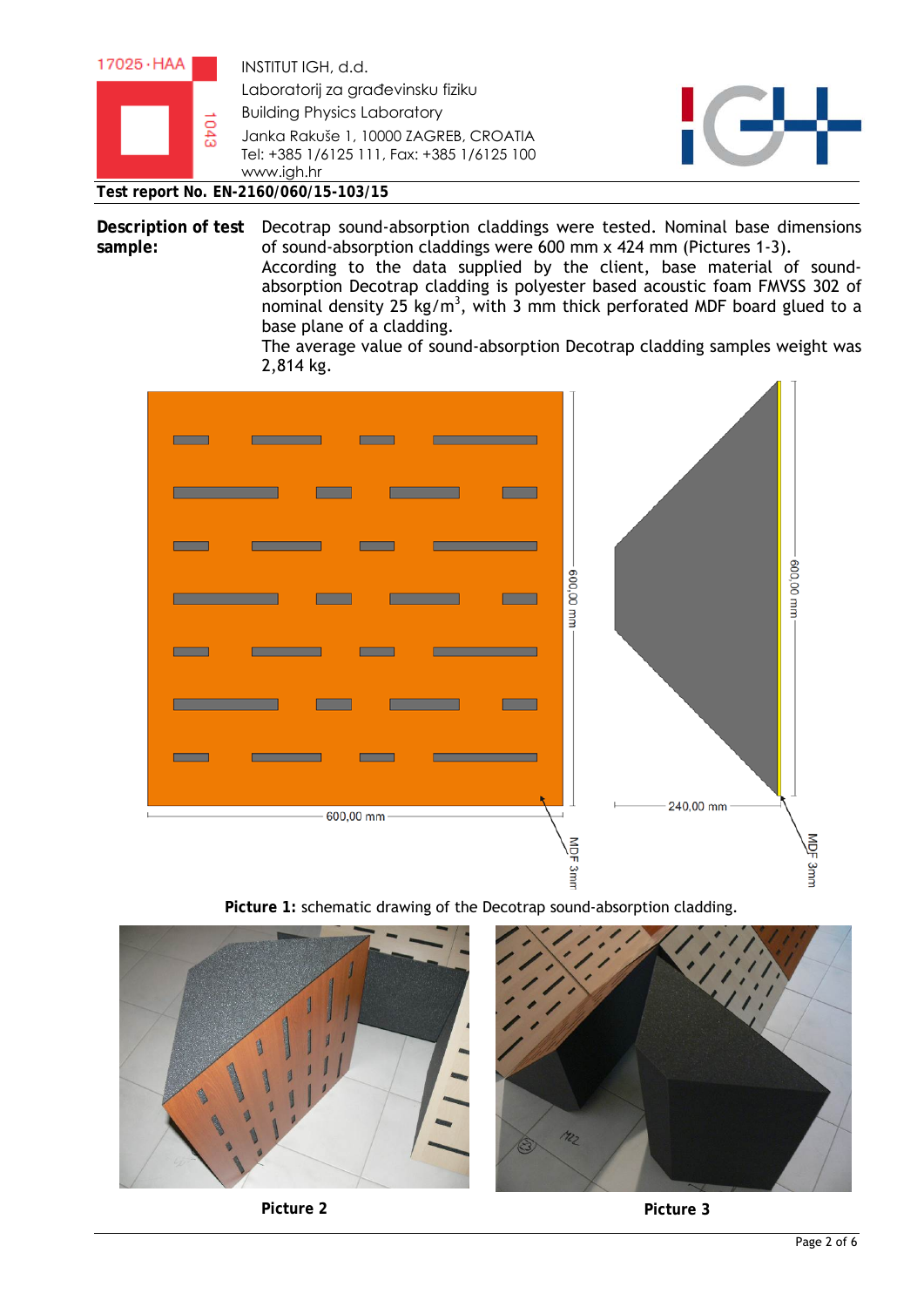**Description of test sample:** Decotrap sound-absorption claddings were tested. Nominal base dimensions of sound-absorption claddings were 600 mm x 424 mm (Pictures 1-3).
According to the data supplied by the client, base material of sound-absorption Decotrap cladding is polyester based acoustic foam FMVSS 302 of nominal density 25 kg/m$^3$, with 3 mm thick perforated MDF board glued to a base plane of a cladding.
The average value of sound-absorption Decotrap cladding samples weight was 2,814 kg.

**Picture 1:** schematic drawing of the Decotrap sound-absorption cladding.

**Picture 2**

**Picture 3**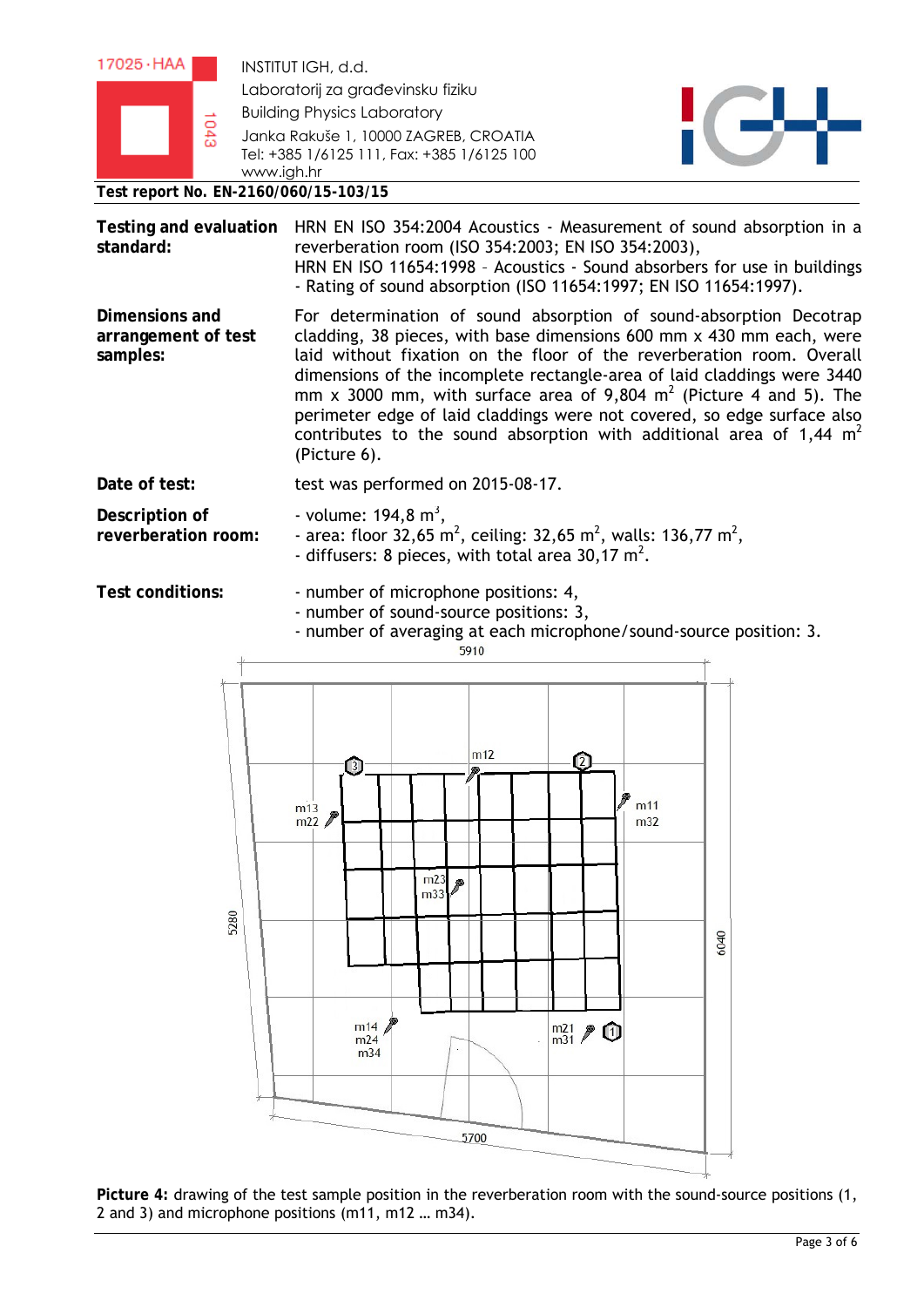INSTITUT IGH, d.d.
Laboratorij za građevinsku fiziku
Building Physics Laboratory
Janka Rakuše 1, 10000 ZAGREB, CROATIA
Tel: +385 1/6125 111, Fax: +385 1/6125 100
www.igh.hr

**Test report No. EN-2160/060/15-103/15**

| | |
|---|---|
| **Testing and evaluation standard:** | HRN EN ISO 354:2004 Acoustics - Measurement of sound absorption in a reverberation room (ISO 354:2003; EN ISO 354:2003), HRN EN ISO 11654:1998 – Acoustics - Sound absorbers for use in buildings - Rating of sound absorption (ISO 11654:1997; EN ISO 11654:1997). |
| **Dimensions and arrangement of test samples:** | For determination of sound absorption of sound-absorption Decotrap cladding, 38 pieces, with base dimensions 600 mm x 430 mm each, were laid without fixation on the floor of the reverberation room. Overall dimensions of the incomplete rectangle-area of laid claddings were 3440 mm x 3000 mm, with surface area of 9,804 m$^2$ (Picture 4 and 5). The perimeter edge of laid claddings were not covered, so edge surface also contributes to the sound absorption with additional area of 1,44 m$^2$ (Picture 6). |
| **Date of test:** | test was performed on 2015-08-17. |
| **Description of reverberation room:** | - volume: 194,8 m$^3$,<br>- area: floor 32,65 m$^2$, ceiling: 32,65 m$^2$, walls: 136,77 m$^2$,<br>- diffusers: 8 pieces, with total area 30,17 m$^2$. |
| **Test conditions:** | - number of microphone positions: 4,<br>- number of sound-source positions: 3,<br>- number of averaging at each microphone/sound-source position: 3. |

**Picture 4:** drawing of the test sample position in the reverberation room with the sound-source positions (1, 2 and 3) and microphone positions (m11, m12 … m34).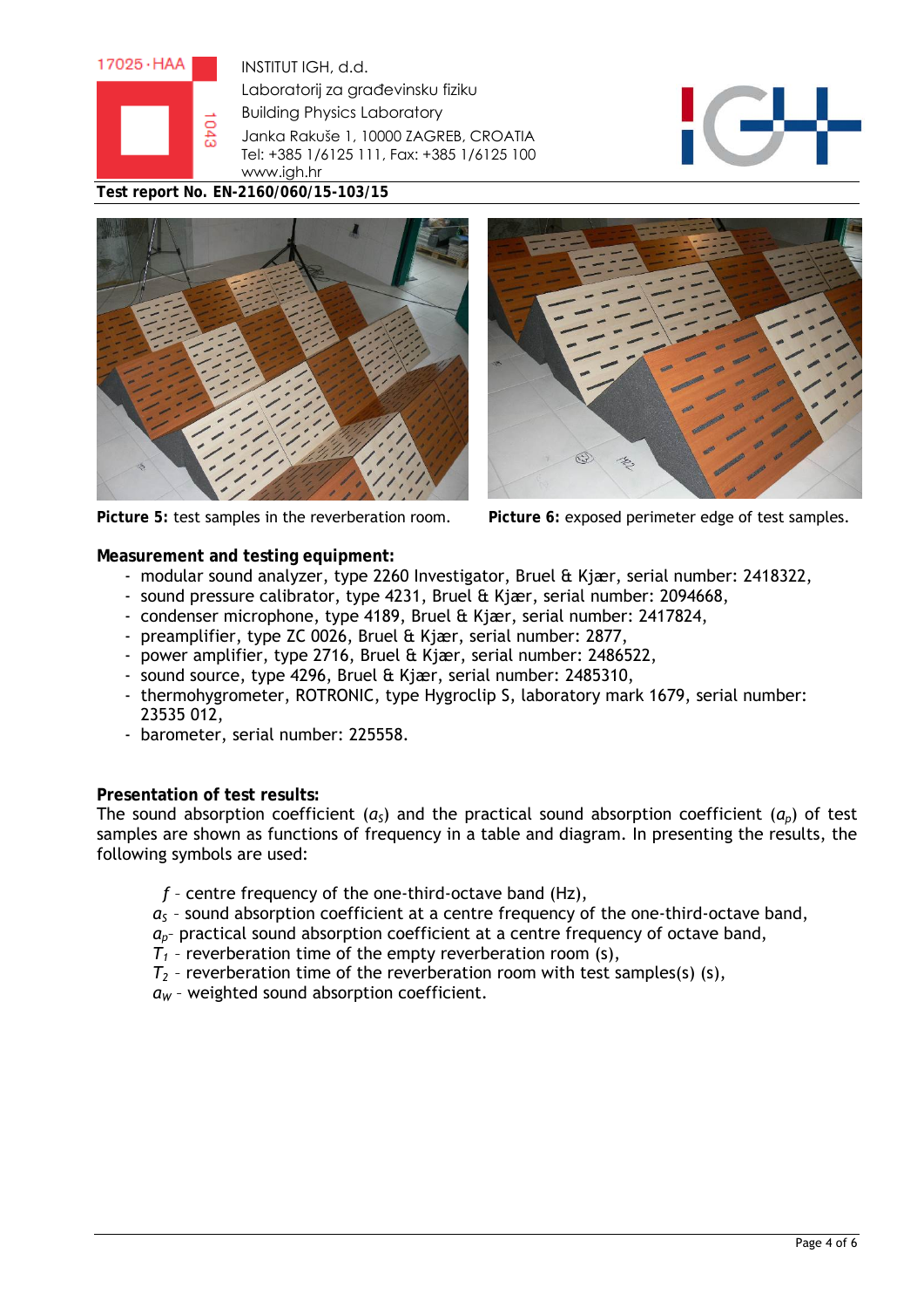**Picture 5:** test samples in the reverberation room.

**Picture 6:** exposed perimeter edge of test samples.

**Measurement and testing equipment:**

- modular sound analyzer, type 2260 Investigator, Bruel & Kjær, serial number: 2418322,
- sound pressure calibrator, type 4231, Bruel & Kjær, serial number: 2094668,
- condenser microphone, type 4189, Bruel & Kjær, serial number: 2417824,
- preamplifier, type ZC 0026, Bruel & Kjær, serial number: 2877,
- power amplifier, type 2716, Bruel & Kjær, serial number: 2486522,
- sound source, type 4296, Bruel & Kjær, serial number: 2485310,
- thermohygrometer, ROTRONIC, type Hygroclip S, laboratory mark 1679, serial number: 23535 012,
- barometer, serial number: 225558.

**Presentation of test results:**

The sound absorption coefficient ($a_S$) and the practical sound absorption coefficient ($a_p$) of test samples are shown as functions of frequency in a table and diagram. In presenting the results, the following symbols are used:

$f$ – centre frequency of the one-third-octave band (Hz),
$a_S$ – sound absorption coefficient at a centre frequency of the one-third-octave band,
$a_p$– practical sound absorption coefficient at a centre frequency of octave band,
$T_1$ – reverberation time of the empty reverberation room (s),
$T_2$ – reverberation time of the reverberation room with test samples(s) (s),
$a_W$ – weighted sound absorption coefficient.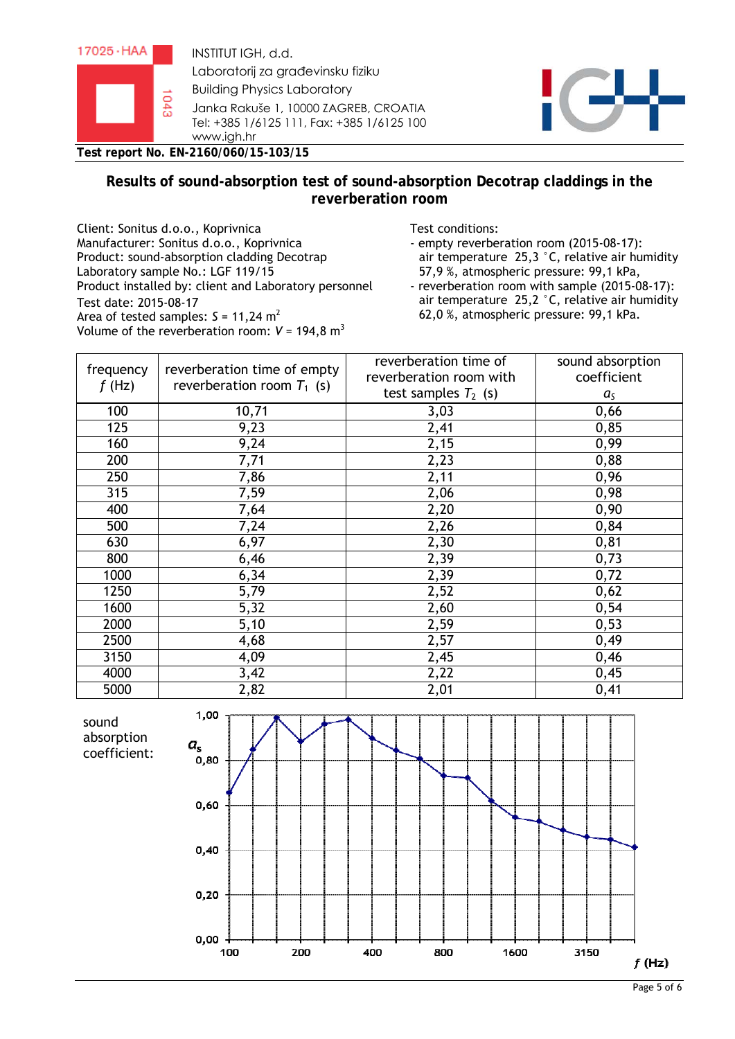INSTITUT IGH, d.d.
Laboratorij za građevinsku fiziku
Building Physics Laboratory
Janka Rakuše 1, 10000 ZAGREB, CROATIA
Tel: +385 1/6125 111, Fax: +385 1/6125 100
www.igh.hr

**Test report No. EN-2160/060/15-103/15**

## Results of sound-absorption test of sound-absorption Decotrap claddings in the reverberation room

Client: Sonitus d.o.o., Koprivnica
Manufacturer: Sonitus d.o.o., Koprivnica
Product: sound-absorption cladding Decotrap
Laboratory sample No.: LGF 119/15
Product installed by: client and Laboratory personnel
Test date: 2015-08-17
Area of tested samples: $S$ = 11,24 m$^2$
Volume of the reverberation room: $V$ = 194,8 m$^3$

Test conditions:
- empty reverberation room (2015-08-17): air temperature 25,3 °C, relative air humidity 57,9 %, atmospheric pressure: 99,1 kPa,
- reverberation room with sample (2015-08-17): air temperature 25,2 °C, relative air humidity 62,0 %, atmospheric pressure: 99,1 kPa.

| frequency $f$ (Hz) | reverberation time of empty reverberation room $T_1$ (s) | reverberation time of reverberation room with test samples $T_2$ (s) | sound absorption coefficient $\alpha_S$ |
|---|---|---|---|
| 100 | 10,71 | 3,03 | 0,66 |
| 125 | 9,23 | 2,41 | 0,85 |
| 160 | 9,24 | 2,15 | 0,99 |
| 200 | 7,71 | 2,23 | 0,88 |
| 250 | 7,86 | 2,11 | 0,96 |
| 315 | 7,59 | 2,06 | 0,98 |
| 400 | 7,64 | 2,20 | 0,90 |
| 500 | 7,24 | 2,26 | 0,84 |
| 630 | 6,97 | 2,30 | 0,81 |
| 800 | 6,46 | 2,39 | 0,73 |
| 1000 | 6,34 | 2,39 | 0,72 |
| 1250 | 5,79 | 2,52 | 0,62 |
| 1600 | 5,32 | 2,60 | 0,54 |
| 2000 | 5,10 | 2,59 | 0,53 |
| 2500 | 4,68 | 2,57 | 0,49 |
| 3150 | 4,09 | 2,45 | 0,46 |
| 4000 | 3,42 | 2,22 | 0,45 |
| 5000 | 2,82 | 2,01 | 0,41 |

sound absorption coefficient: $\alpha_s$

$f$ (Hz)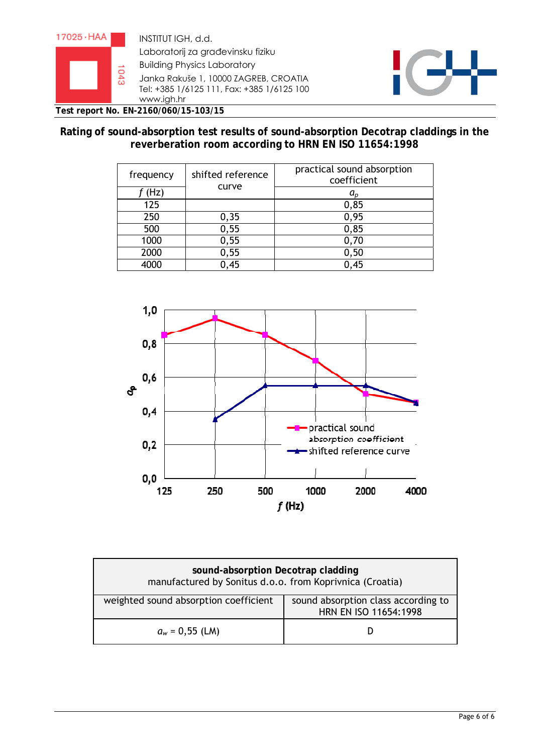Test report No. EN-2160/060/15-103/15

## Rating of sound-absorption test results of sound-absorption Decotrap claddings in the reverberation room according to HRN EN ISO 11654:1998

| frequency | shifted reference curve | practical sound absorption coefficient |
|---|---|---|
| $f$ (Hz) | | $a_p$ |
| 125 | | 0,85 |
| 250 | 0,35 | 0,95 |
| 500 | 0,55 | 0,85 |
| 1000 | 0,55 | 0,70 |
| 2000 | 0,55 | 0,50 |
| 4000 | 0,45 | 0,45 |

1,0
0,8
0,6
0,4
0,2
0,0
$a_p$
125
250
500
1000
2000
4000
$f$ (Hz)
practical sound absorption coefficient
shifted reference curve

| sound-absorption Decotrap cladding<br>manufactured by Sonitus d.o.o. from Koprivnica (Croatia) | |
|---|---|
| weighted sound absorption coefficient | sound absorption class according to HRN EN ISO 11654:1998 |
| $a_w$ = 0,55 (LM) | D |